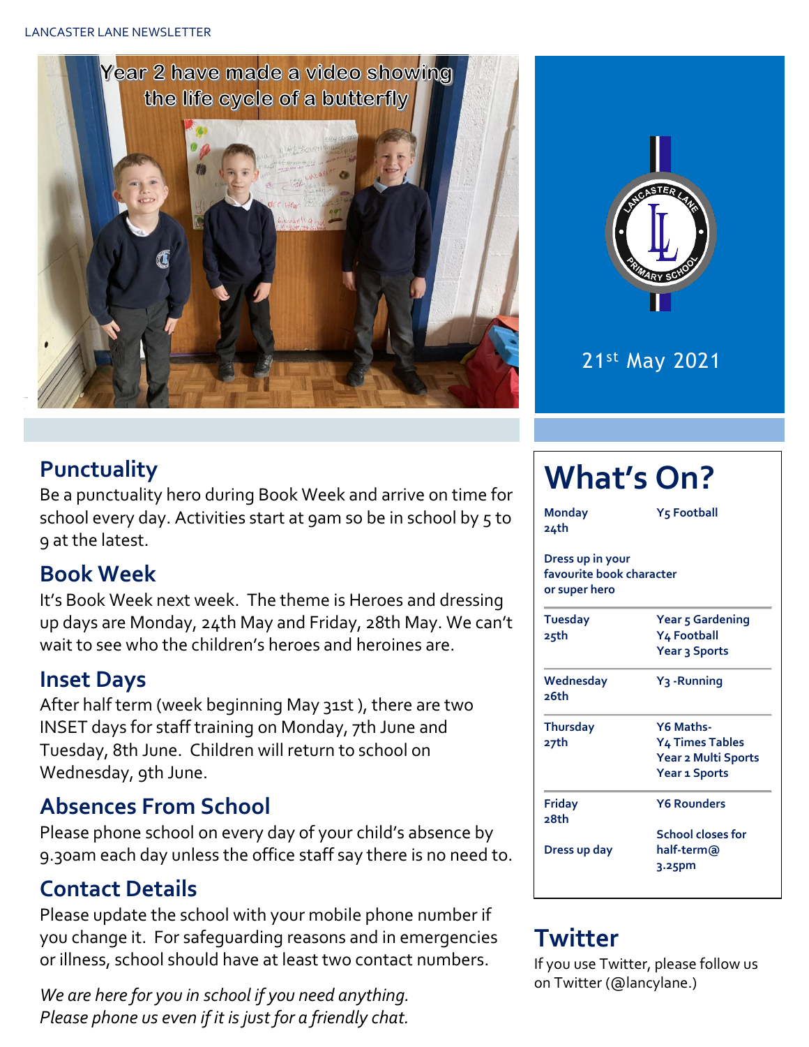LANCASTER LANE NEWSLETTER

Year 2 have made a video showing the life cycle of a butterfly

21st May 2021

## Punctuality

Be a punctuality hero during Book Week and arrive on time for school every day. Activities start at 9am so be in school by 5 to 9 at the latest.

## Book Week

It's Book Week next week. The theme is Heroes and dressing up days are Monday, 24th May and Friday, 28th May. We can't wait to see who the children's heroes and heroines are.

## Inset Days

After half term (week beginning May 31st ), there are two INSET days for staff training on Monday, 7th June and Tuesday, 8th June. Children will return to school on Wednesday, 9th June.

## Absences From School

Please phone school on every day of your child's absence by 9.30am each day unless the office staff say there is no need to.

## Contact Details

Please update the school with your mobile phone number if you change it. For safeguarding reasons and in emergencies or illness, school should have at least two contact numbers.

*We are here for you in school if you need anything. Please phone us even if it is just for a friendly chat.*

# What's On?

| Day | Activity |
|---|---|
| Monday 24th<br>Dress up in your favourite book character or super hero | Y5 Football |
| Tuesday 25th | Year 5 Gardening<br>Y4 Football<br>Year 3 Sports |
| Wednesday 26th | Y3 -Running |
| Thursday 27th | Y6 Maths-<br>Y4 Times Tables<br>Year 2 Multi Sports<br>Year 1 Sports |
| Friday 28th<br>Dress up day | Y6 Rounders<br>School closes for half-term@ 3.25pm |

## Twitter

If you use Twitter, please follow us on Twitter (@lancylane.)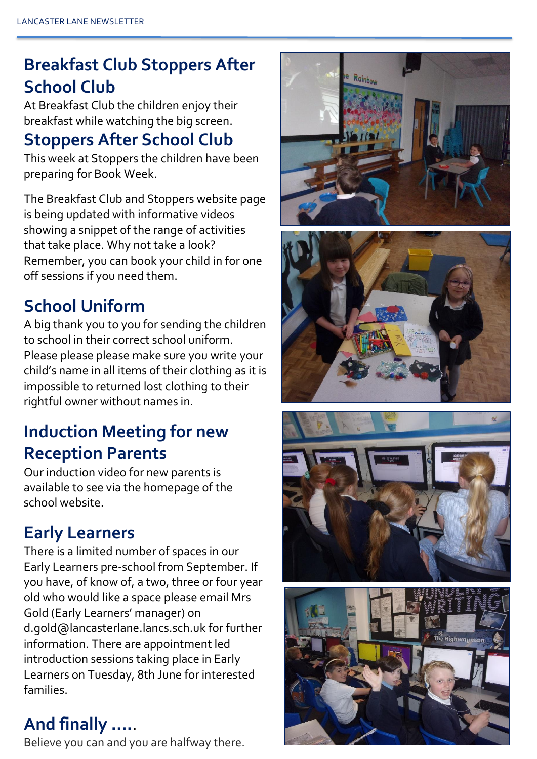## Breakfast Club Stoppers After School Club

At Breakfast Club the children enjoy their breakfast while watching the big screen.

## Stoppers After School Club

This week at Stoppers the children have been preparing for Book Week.

The Breakfast Club and Stoppers website page is being updated with informative videos showing a snippet of the range of activities that take place. Why not take a look? Remember, you can book your child in for one off sessions if you need them.

## School Uniform

A big thank you to you for sending the children to school in their correct school uniform. Please please please make sure you write your child's name in all items of their clothing as it is impossible to returned lost clothing to their rightful owner without names in.

## Induction Meeting for new Reception Parents

Our induction video for new parents is available to see via the homepage of the school website.

## Early Learners

There is a limited number of spaces in our Early Learners pre-school from September. If you have, of know of, a two, three or four year old who would like a space please email Mrs Gold (Early Learners' manager) on d.gold@lancasterlane.lancs.sch.uk for further information. There are appointment led introduction sessions taking place in Early Learners on Tuesday, 8th June for interested families.

## And finally .....

Believe you can and you are halfway there.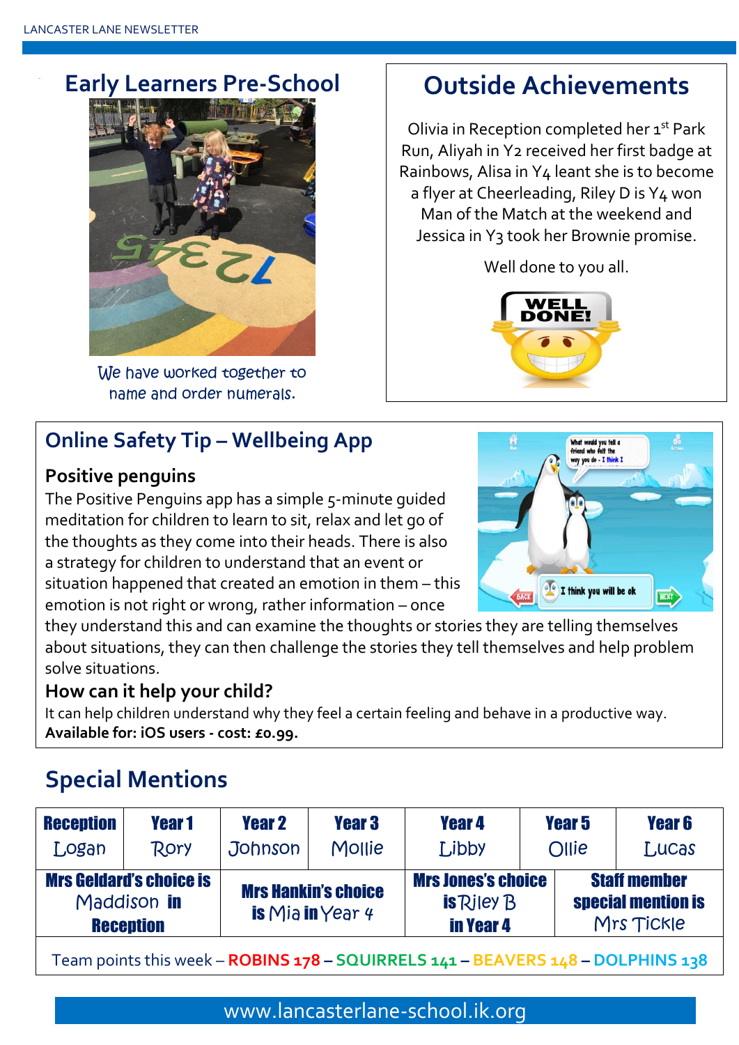## Early Learners Pre-School

We have worked together to name and order numerals.

## Outside Achievements

Olivia in Reception completed her 1st Park Run, Aliyah in Y2 received her first badge at Rainbows, Alisa in Y4 leant she is to become a flyer at Cheerleading, Riley D is Y4 won Man of the Match at the weekend and Jessica in Y3 took her Brownie promise.

Well done to you all.

## Online Safety Tip – Wellbeing App

### Positive penguins

The Positive Penguins app has a simple 5-minute guided meditation for children to learn to sit, relax and let go of the thoughts as they come into their heads. There is also a strategy for children to understand that an event or situation happened that created an emotion in them – this emotion is not right or wrong, rather information – once they understand this and can examine the thoughts or stories they are telling themselves about situations, they can then challenge the stories they tell themselves and help problem solve situations.

### How can it help your child?

It can help children understand why they feel a certain feeling and behave in a productive way.
**Available for: iOS users - cost: £0.99.**

## Special Mentions

| Reception | Year 1 | Year 2 | Year 3 | Year 4 | Year 5 | Year 6 |
|---|---|---|---|---|---|---|
| Logan | Rory | Johnson | Mollie | Libby | Ollie | Lucas |

| | | | |
|---|---|---|---|
| **Mrs Geldard's choice is** Maddison **in Reception** | **Mrs Hankin's choice is** Mia **in** Year 4 | **Mrs Jones's choice is** Riley B **in Year 4** | **Staff member special mention is** Mrs Tickle |

Team points this week – **ROBINS 178** – **SQUIRRELS 141** – **BEAVERS 148** – **DOLPHINS 138**

www.lancasterlane-school.ik.org